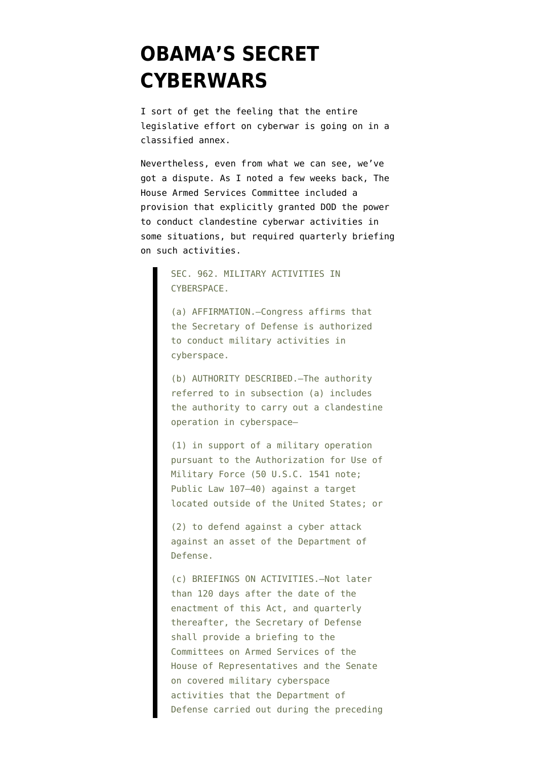# OBAMA'S SECRET CYBERWARS

I sort of get the feeling that the entire legislative effort on cyberwar is going on in a classified annex.

Nevertheless, even from what we can see, we've got a dispute. As I noted a few weeks back, The House Armed Services Committee included a provision that explicitly granted DOD the power to conduct clandestine cyberwar activities in some situations, but required quarterly briefing on such activities.

> SEC. 962. MILITARY ACTIVITIES IN CYBERSPACE.
>
> (a) AFFIRMATION.—Congress affirms that the Secretary of Defense is authorized to conduct military activities in cyberspace.
>
> (b) AUTHORITY DESCRIBED.—The authority referred to in subsection (a) includes the authority to carry out a clandestine operation in cyberspace—
>
> (1) in support of a military operation pursuant to the Authorization for Use of Military Force (50 U.S.C. 1541 note; Public Law 107–40) against a target located outside of the United States; or
>
> (2) to defend against a cyber attack against an asset of the Department of Defense.
>
> (c) BRIEFINGS ON ACTIVITIES.—Not later than 120 days after the date of the enactment of this Act, and quarterly thereafter, the Secretary of Defense shall provide a briefing to the Committees on Armed Services of the House of Representatives and the Senate on covered military cyberspace activities that the Department of Defense carried out during the preceding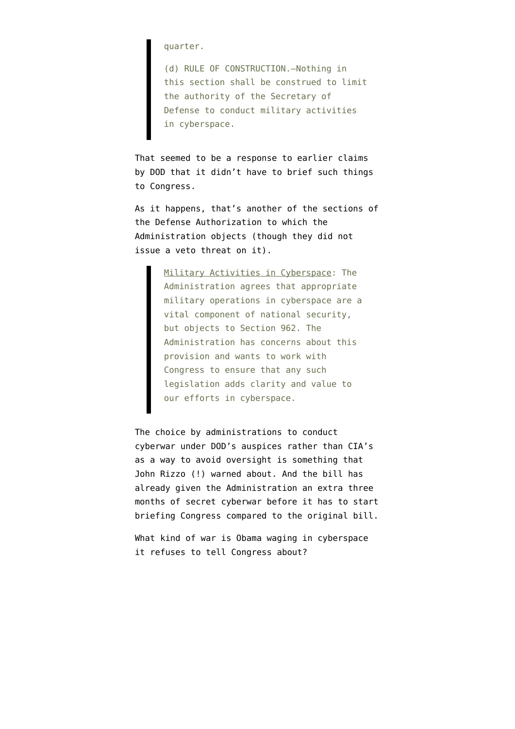> quarter.
>
> (d) RULE OF CONSTRUCTION.—Nothing in this section shall be construed to limit the authority of the Secretary of Defense to conduct military activities in cyberspace.

That seemed to be a response to earlier claims by DOD that it didn't have to brief such things to Congress.

As it happens, that's another of the sections of the Defense Authorization to which the Administration objects (though they did not issue a veto threat on it).

> Military Activities in Cyberspace: The Administration agrees that appropriate military operations in cyberspace are a vital component of national security, but objects to Section 962. The Administration has concerns about this provision and wants to work with Congress to ensure that any such legislation adds clarity and value to our efforts in cyberspace.

The choice by administrations to conduct cyberwar under DOD's auspices rather than CIA's as a way to avoid oversight is something that John Rizzo (!) warned about. And the bill has already given the Administration an extra three months of secret cyberwar before it has to start briefing Congress compared to the original bill.

What kind of war is Obama waging in cyberspace it refuses to tell Congress about?